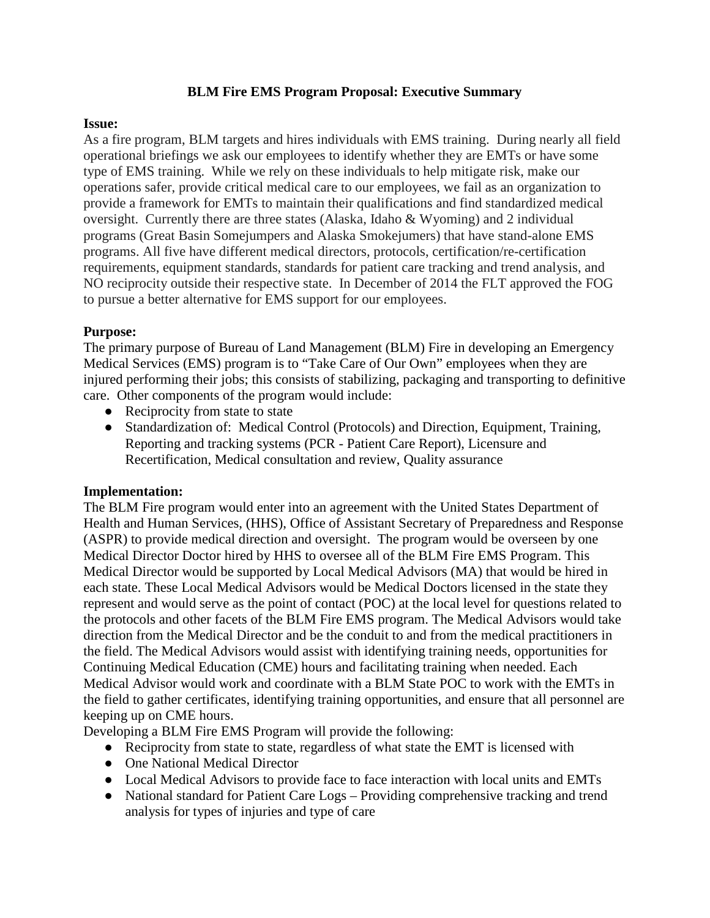**BLM Fire EMS Program Proposal: Executive Summary**

**Issue:**

As a fire program, BLM targets and hires individuals with EMS training. During nearly all field operational briefings we ask our employees to identify whether they are EMTs or have some type of EMS training. While we rely on these individuals to help mitigate risk, make our operations safer, provide critical medical care to our employees, we fail as an organization to provide a framework for EMTs to maintain their qualifications and find standardized medical oversight. Currently there are three states (Alaska, Idaho & Wyoming) and 2 individual programs (Great Basin Somejumpers and Alaska Smokejumers) that have stand-alone EMS programs. All five have different medical directors, protocols, certification/re-certification requirements, equipment standards, standards for patient care tracking and trend analysis, and NO reciprocity outside their respective state. In December of 2014 the FLT approved the FOG to pursue a better alternative for EMS support for our employees.

**Purpose:**

The primary purpose of Bureau of Land Management (BLM) Fire in developing an Emergency Medical Services (EMS) program is to "Take Care of Our Own" employees when they are injured performing their jobs; this consists of stabilizing, packaging and transporting to definitive care. Other components of the program would include:

- Reciprocity from state to state
- Standardization of: Medical Control (Protocols) and Direction, Equipment, Training, Reporting and tracking systems (PCR - Patient Care Report), Licensure and Recertification, Medical consultation and review, Quality assurance

**Implementation:**

The BLM Fire program would enter into an agreement with the United States Department of Health and Human Services, (HHS), Office of Assistant Secretary of Preparedness and Response (ASPR) to provide medical direction and oversight. The program would be overseen by one Medical Director Doctor hired by HHS to oversee all of the BLM Fire EMS Program. This Medical Director would be supported by Local Medical Advisors (MA) that would be hired in each state. These Local Medical Advisors would be Medical Doctors licensed in the state they represent and would serve as the point of contact (POC) at the local level for questions related to the protocols and other facets of the BLM Fire EMS program. The Medical Advisors would take direction from the Medical Director and be the conduit to and from the medical practitioners in the field. The Medical Advisors would assist with identifying training needs, opportunities for Continuing Medical Education (CME) hours and facilitating training when needed. Each Medical Advisor would work and coordinate with a BLM State POC to work with the EMTs in the field to gather certificates, identifying training opportunities, and ensure that all personnel are keeping up on CME hours.

Developing a BLM Fire EMS Program will provide the following:

- Reciprocity from state to state, regardless of what state the EMT is licensed with
- One National Medical Director
- Local Medical Advisors to provide face to face interaction with local units and EMTs
- National standard for Patient Care Logs – Providing comprehensive tracking and trend analysis for types of injuries and type of care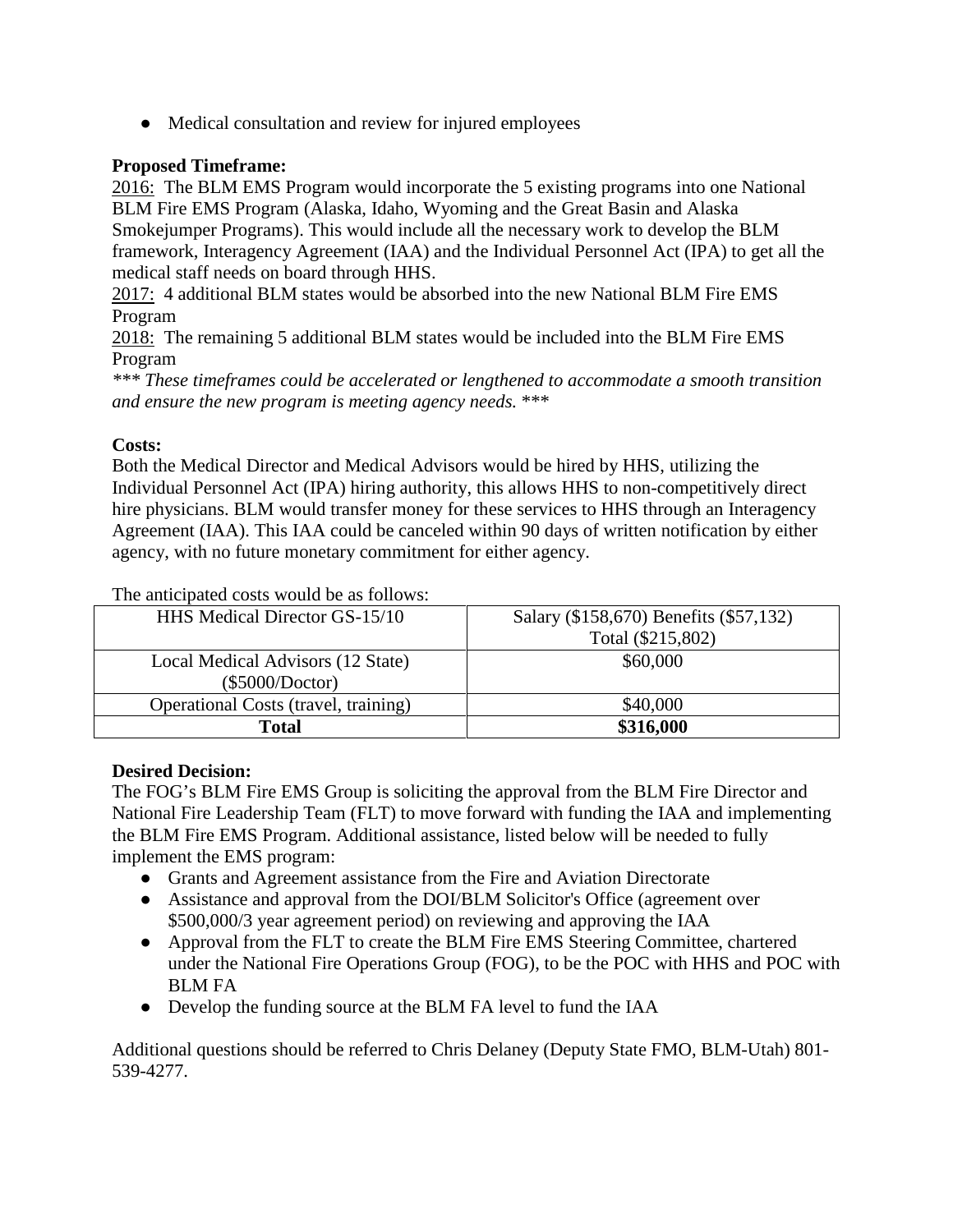- Medical consultation and review for injured employees

**Proposed Timeframe:**

2016: The BLM EMS Program would incorporate the 5 existing programs into one National BLM Fire EMS Program (Alaska, Idaho, Wyoming and the Great Basin and Alaska Smokejumper Programs). This would include all the necessary work to develop the BLM framework, Interagency Agreement (IAA) and the Individual Personnel Act (IPA) to get all the medical staff needs on board through HHS.

2017: 4 additional BLM states would be absorbed into the new National BLM Fire EMS Program

2018: The remaining 5 additional BLM states would be included into the BLM Fire EMS Program

*\*\*\* These timeframes could be accelerated or lengthened to accommodate a smooth transition and ensure the new program is meeting agency needs. \*\*\**

**Costs:**

Both the Medical Director and Medical Advisors would be hired by HHS, utilizing the Individual Personnel Act (IPA) hiring authority, this allows HHS to non-competitively direct hire physicians. BLM would transfer money for these services to HHS through an Interagency Agreement (IAA). This IAA could be canceled within 90 days of written notification by either agency, with no future monetary commitment for either agency.

The anticipated costs would be as follows:

| | |
|---|---|
| HHS Medical Director GS-15/10 | Salary ($158,670) Benefits ($57,132) Total ($215,802) |
| Local Medical Advisors (12 State) ($5000/Doctor) | $60,000 |
| Operational Costs (travel, training) | $40,000 |
| **Total** | **$316,000** |

**Desired Decision:**

The FOG's BLM Fire EMS Group is soliciting the approval from the BLM Fire Director and National Fire Leadership Team (FLT) to move forward with funding the IAA and implementing the BLM Fire EMS Program. Additional assistance, listed below will be needed to fully implement the EMS program:

- Grants and Agreement assistance from the Fire and Aviation Directorate
- Assistance and approval from the DOI/BLM Solicitor's Office (agreement over $500,000/3 year agreement period) on reviewing and approving the IAA
- Approval from the FLT to create the BLM Fire EMS Steering Committee, chartered under the National Fire Operations Group (FOG), to be the POC with HHS and POC with BLM FA
- Develop the funding source at the BLM FA level to fund the IAA

Additional questions should be referred to Chris Delaney (Deputy State FMO, BLM-Utah) 801-539-4277.